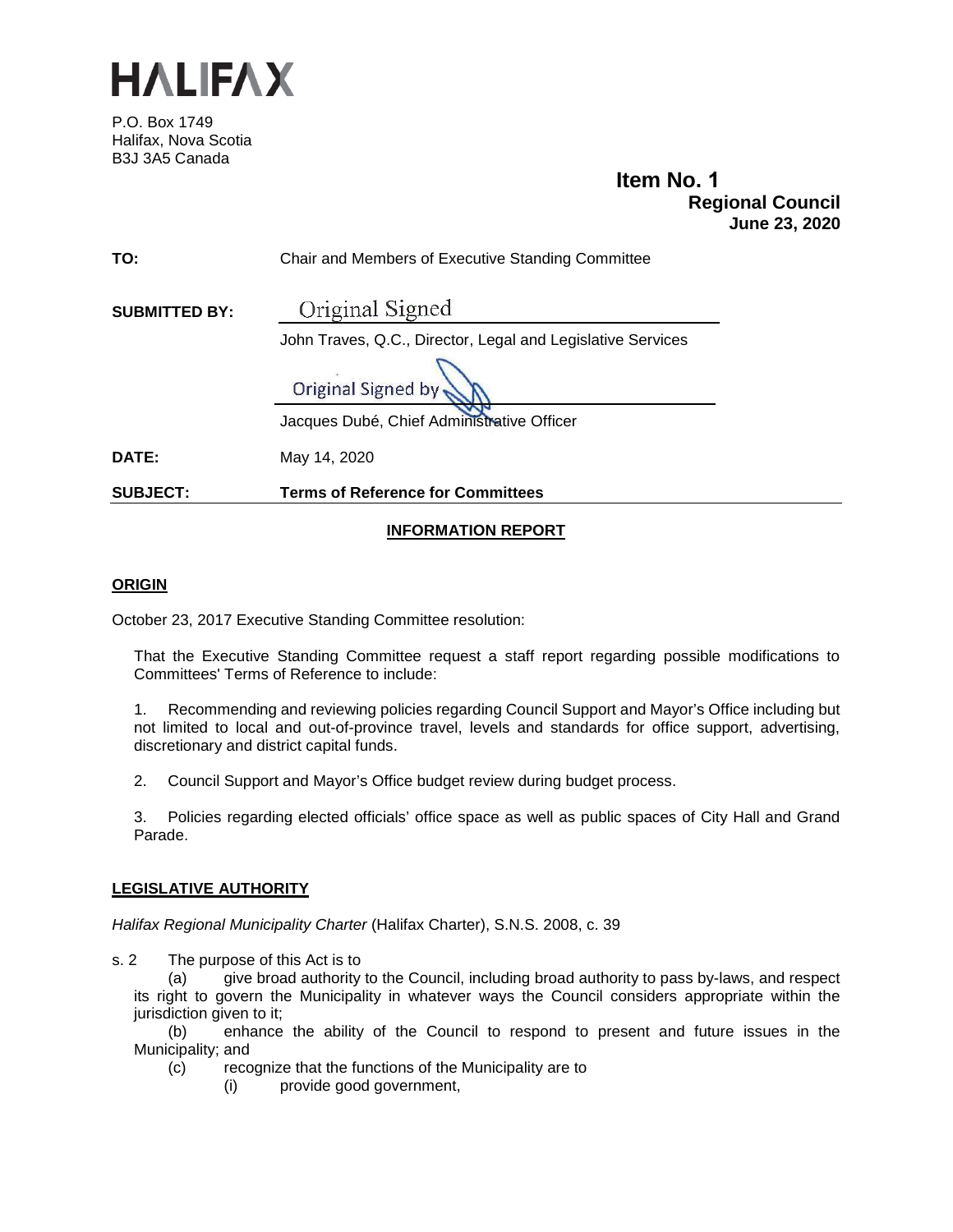# HALIFAX

P.O. Box 1749
Halifax, Nova Scotia
B3J 3A5 Canada

**Item No. 1**
**Regional Council**
**June 23, 2020**

**TO:** Chair and Members of Executive Standing Committee

**SUBMITTED BY:** Original Signed

John Traves, Q.C., Director, Legal and Legislative Services

Original Signed by

Jacques Dubé, Chief Administrative Officer

**DATE:** May 14, 2020

**SUBJECT:** **Terms of Reference for Committees**

## INFORMATION REPORT

## ORIGIN

October 23, 2017 Executive Standing Committee resolution:

That the Executive Standing Committee request a staff report regarding possible modifications to Committees' Terms of Reference to include:

1. Recommending and reviewing policies regarding Council Support and Mayor's Office including but not limited to local and out-of-province travel, levels and standards for office support, advertising, discretionary and district capital funds.

2. Council Support and Mayor's Office budget review during budget process.

3. Policies regarding elected officials' office space as well as public spaces of City Hall and Grand Parade.

## LEGISLATIVE AUTHORITY

*Halifax Regional Municipality Charter* (Halifax Charter), S.N.S. 2008, c. 39

s. 2 The purpose of this Act is to

(a) give broad authority to the Council, including broad authority to pass by-laws, and respect its right to govern the Municipality in whatever ways the Council considers appropriate within the jurisdiction given to it;

(b) enhance the ability of the Council to respond to present and future issues in the Municipality; and

(c) recognize that the functions of the Municipality are to

(i) provide good government,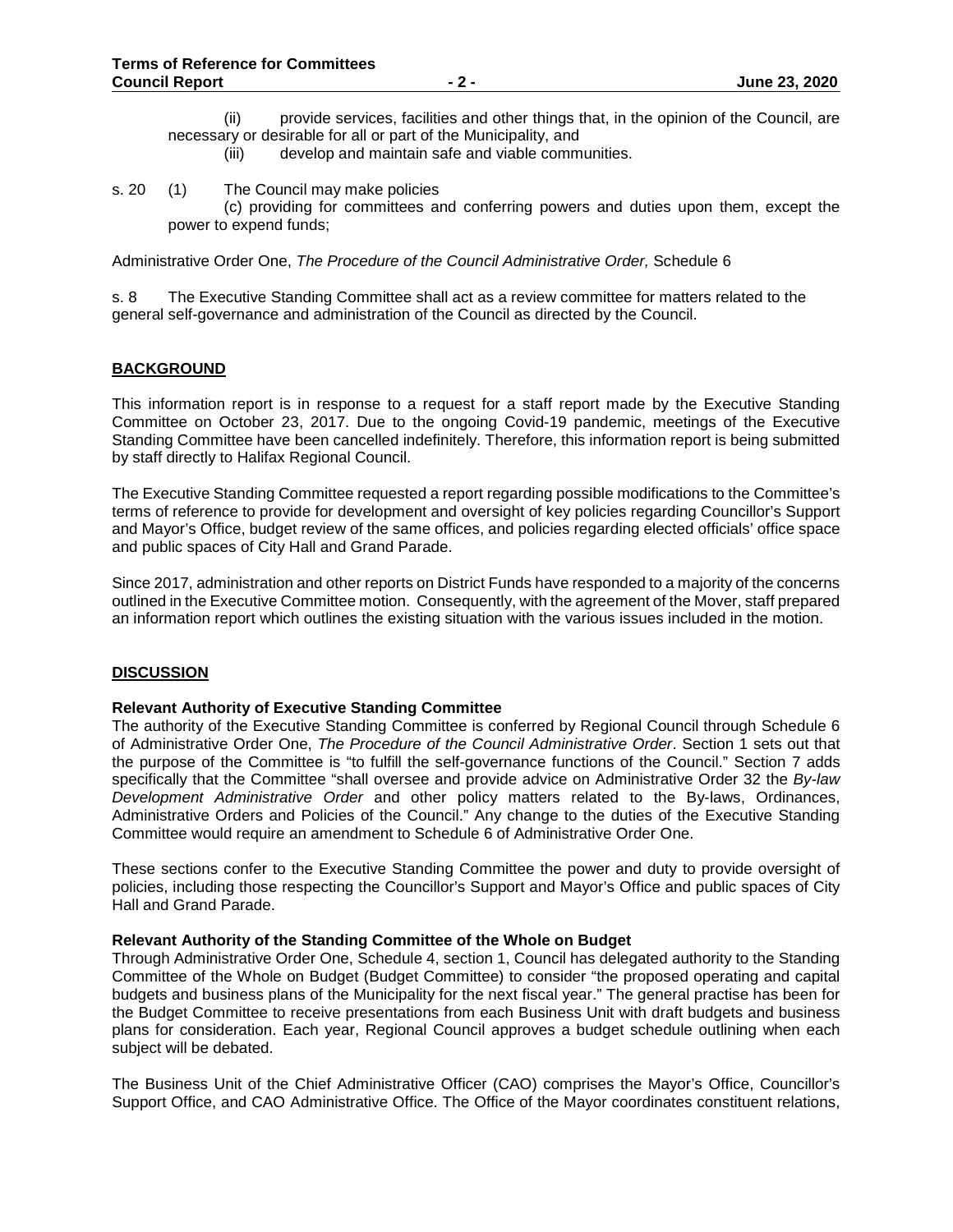(ii) provide services, facilities and other things that, in the opinion of the Council, are necessary or desirable for all or part of the Municipality, and

(iii) develop and maintain safe and viable communities.

s. 20 (1) The Council may make policies

(c) providing for committees and conferring powers and duties upon them, except the power to expend funds;

Administrative Order One, *The Procedure of the Council Administrative Order,* Schedule 6

s. 8 The Executive Standing Committee shall act as a review committee for matters related to the general self-governance and administration of the Council as directed by the Council.

## BACKGROUND

This information report is in response to a request for a staff report made by the Executive Standing Committee on October 23, 2017. Due to the ongoing Covid-19 pandemic, meetings of the Executive Standing Committee have been cancelled indefinitely. Therefore, this information report is being submitted by staff directly to Halifax Regional Council.

The Executive Standing Committee requested a report regarding possible modifications to the Committee's terms of reference to provide for development and oversight of key policies regarding Councillor's Support and Mayor's Office, budget review of the same offices, and policies regarding elected officials' office space and public spaces of City Hall and Grand Parade.

Since 2017, administration and other reports on District Funds have responded to a majority of the concerns outlined in the Executive Committee motion. Consequently, with the agreement of the Mover, staff prepared an information report which outlines the existing situation with the various issues included in the motion.

## DISCUSSION

**Relevant Authority of Executive Standing Committee**

The authority of the Executive Standing Committee is conferred by Regional Council through Schedule 6 of Administrative Order One, *The Procedure of the Council Administrative Order*. Section 1 sets out that the purpose of the Committee is "to fulfill the self-governance functions of the Council." Section 7 adds specifically that the Committee "shall oversee and provide advice on Administrative Order 32 the *By-law Development Administrative Order* and other policy matters related to the By-laws, Ordinances, Administrative Orders and Policies of the Council." Any change to the duties of the Executive Standing Committee would require an amendment to Schedule 6 of Administrative Order One.

These sections confer to the Executive Standing Committee the power and duty to provide oversight of policies, including those respecting the Councillor's Support and Mayor's Office and public spaces of City Hall and Grand Parade.

**Relevant Authority of the Standing Committee of the Whole on Budget**

Through Administrative Order One, Schedule 4, section 1, Council has delegated authority to the Standing Committee of the Whole on Budget (Budget Committee) to consider "the proposed operating and capital budgets and business plans of the Municipality for the next fiscal year." The general practise has been for the Budget Committee to receive presentations from each Business Unit with draft budgets and business plans for consideration. Each year, Regional Council approves a budget schedule outlining when each subject will be debated.

The Business Unit of the Chief Administrative Officer (CAO) comprises the Mayor's Office, Councillor's Support Office, and CAO Administrative Office. The Office of the Mayor coordinates constituent relations,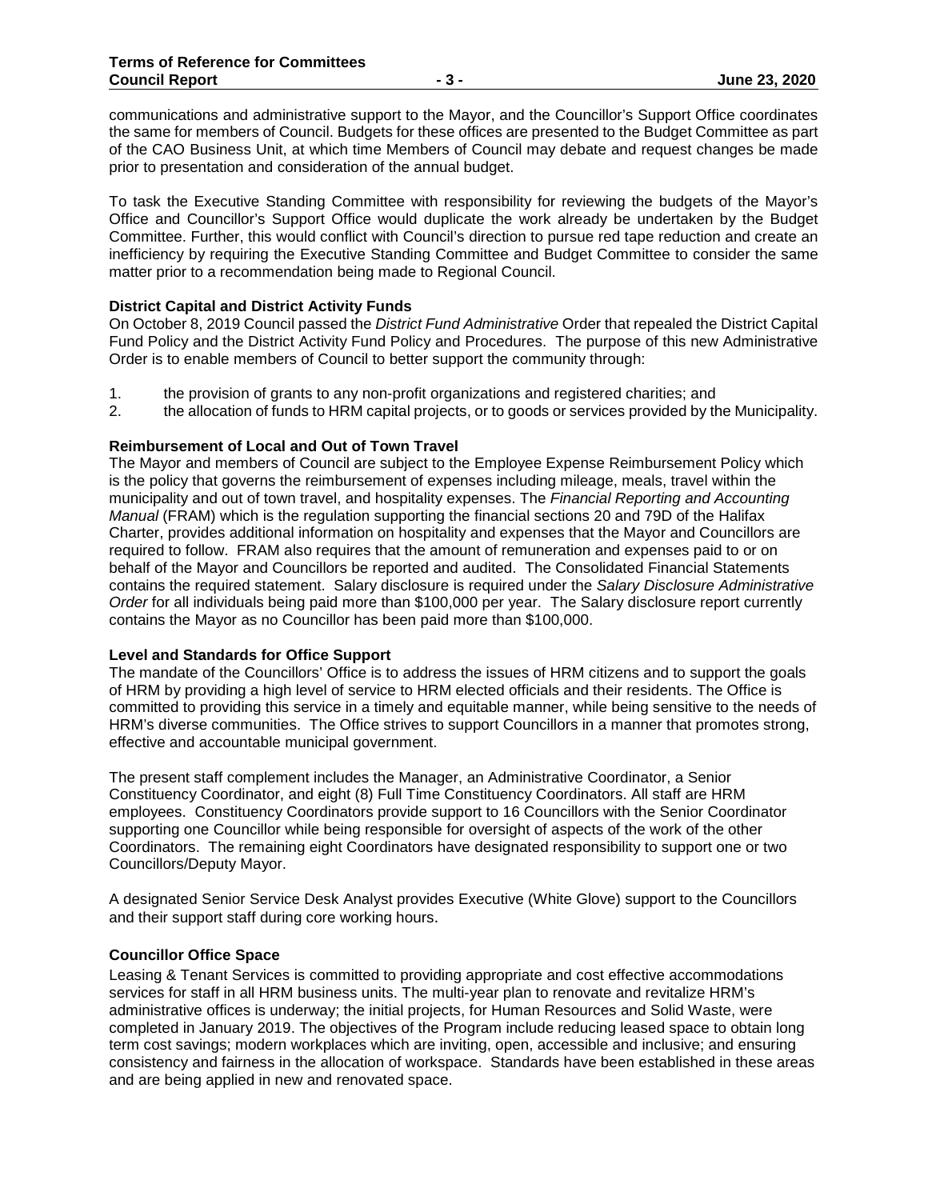communications and administrative support to the Mayor, and the Councillor's Support Office coordinates the same for members of Council. Budgets for these offices are presented to the Budget Committee as part of the CAO Business Unit, at which time Members of Council may debate and request changes be made prior to presentation and consideration of the annual budget.

To task the Executive Standing Committee with responsibility for reviewing the budgets of the Mayor's Office and Councillor's Support Office would duplicate the work already be undertaken by the Budget Committee. Further, this would conflict with Council's direction to pursue red tape reduction and create an inefficiency by requiring the Executive Standing Committee and Budget Committee to consider the same matter prior to a recommendation being made to Regional Council.

**District Capital and District Activity Funds**

On October 8, 2019 Council passed the *District Fund Administrative* Order that repealed the District Capital Fund Policy and the District Activity Fund Policy and Procedures. The purpose of this new Administrative Order is to enable members of Council to better support the community through:

1. the provision of grants to any non-profit organizations and registered charities; and
2. the allocation of funds to HRM capital projects, or to goods or services provided by the Municipality.

**Reimbursement of Local and Out of Town Travel**

The Mayor and members of Council are subject to the Employee Expense Reimbursement Policy which is the policy that governs the reimbursement of expenses including mileage, meals, travel within the municipality and out of town travel, and hospitality expenses. The *Financial Reporting and Accounting Manual* (FRAM) which is the regulation supporting the financial sections 20 and 79D of the Halifax Charter, provides additional information on hospitality and expenses that the Mayor and Councillors are required to follow. FRAM also requires that the amount of remuneration and expenses paid to or on behalf of the Mayor and Councillors be reported and audited. The Consolidated Financial Statements contains the required statement. Salary disclosure is required under the *Salary Disclosure Administrative Order* for all individuals being paid more than $100,000 per year. The Salary disclosure report currently contains the Mayor as no Councillor has been paid more than $100,000.

**Level and Standards for Office Support**

The mandate of the Councillors' Office is to address the issues of HRM citizens and to support the goals of HRM by providing a high level of service to HRM elected officials and their residents. The Office is committed to providing this service in a timely and equitable manner, while being sensitive to the needs of HRM's diverse communities. The Office strives to support Councillors in a manner that promotes strong, effective and accountable municipal government.

The present staff complement includes the Manager, an Administrative Coordinator, a Senior Constituency Coordinator, and eight (8) Full Time Constituency Coordinators. All staff are HRM employees. Constituency Coordinators provide support to 16 Councillors with the Senior Coordinator supporting one Councillor while being responsible for oversight of aspects of the work of the other Coordinators. The remaining eight Coordinators have designated responsibility to support one or two Councillors/Deputy Mayor.

A designated Senior Service Desk Analyst provides Executive (White Glove) support to the Councillors and their support staff during core working hours.

**Councillor Office Space**

Leasing & Tenant Services is committed to providing appropriate and cost effective accommodations services for staff in all HRM business units. The multi-year plan to renovate and revitalize HRM's administrative offices is underway; the initial projects, for Human Resources and Solid Waste, were completed in January 2019. The objectives of the Program include reducing leased space to obtain long term cost savings; modern workplaces which are inviting, open, accessible and inclusive; and ensuring consistency and fairness in the allocation of workspace. Standards have been established in these areas and are being applied in new and renovated space.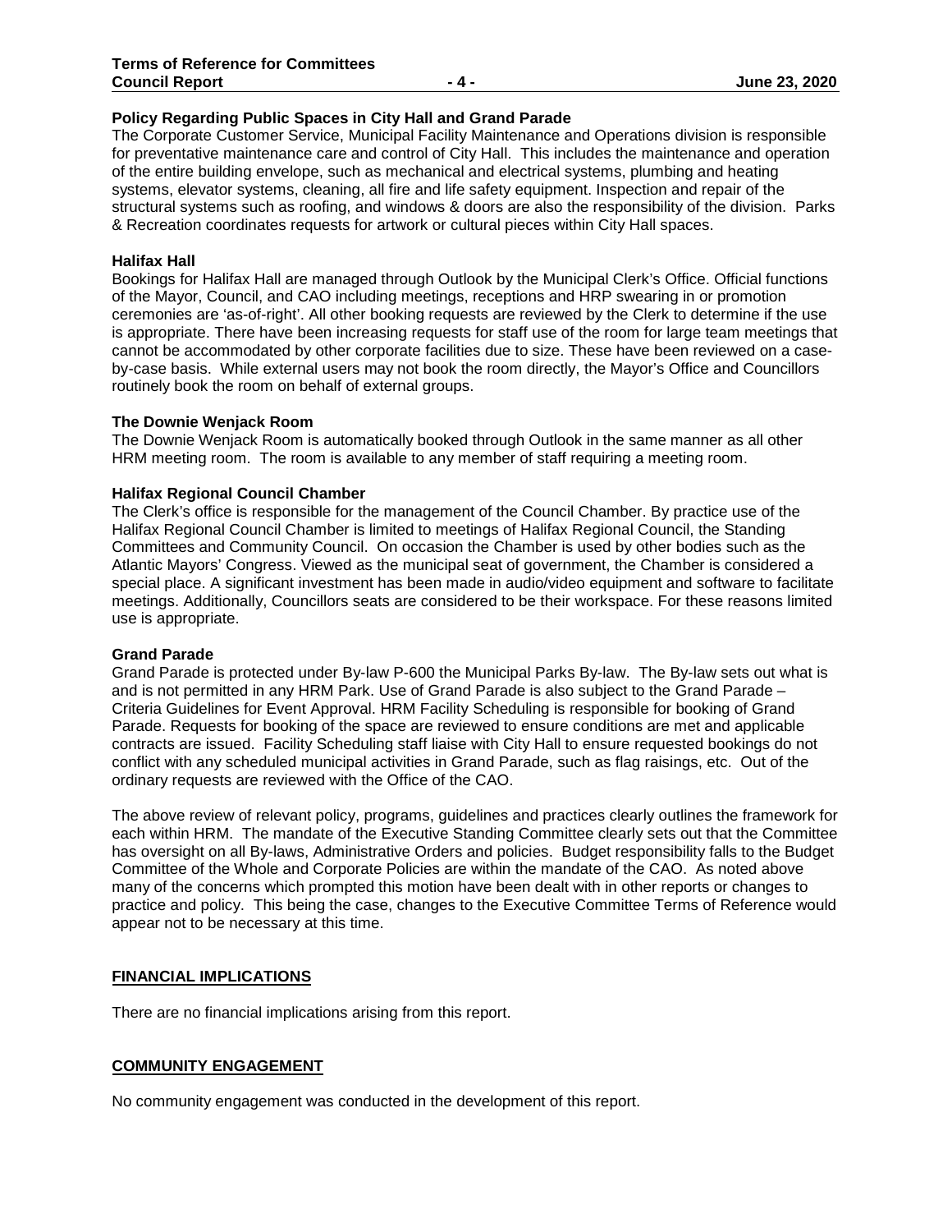**Policy Regarding Public Spaces in City Hall and Grand Parade**

The Corporate Customer Service, Municipal Facility Maintenance and Operations division is responsible for preventative maintenance care and control of City Hall. This includes the maintenance and operation of the entire building envelope, such as mechanical and electrical systems, plumbing and heating systems, elevator systems, cleaning, all fire and life safety equipment. Inspection and repair of the structural systems such as roofing, and windows & doors are also the responsibility of the division. Parks & Recreation coordinates requests for artwork or cultural pieces within City Hall spaces.

**Halifax Hall**

Bookings for Halifax Hall are managed through Outlook by the Municipal Clerk's Office. Official functions of the Mayor, Council, and CAO including meetings, receptions and HRP swearing in or promotion ceremonies are 'as-of-right'. All other booking requests are reviewed by the Clerk to determine if the use is appropriate. There have been increasing requests for staff use of the room for large team meetings that cannot be accommodated by other corporate facilities due to size. These have been reviewed on a case-by-case basis. While external users may not book the room directly, the Mayor's Office and Councillors routinely book the room on behalf of external groups.

**The Downie Wenjack Room**

The Downie Wenjack Room is automatically booked through Outlook in the same manner as all other HRM meeting room. The room is available to any member of staff requiring a meeting room.

**Halifax Regional Council Chamber**

The Clerk's office is responsible for the management of the Council Chamber. By practice use of the Halifax Regional Council Chamber is limited to meetings of Halifax Regional Council, the Standing Committees and Community Council. On occasion the Chamber is used by other bodies such as the Atlantic Mayors' Congress. Viewed as the municipal seat of government, the Chamber is considered a special place. A significant investment has been made in audio/video equipment and software to facilitate meetings. Additionally, Councillors seats are considered to be their workspace. For these reasons limited use is appropriate.

**Grand Parade**

Grand Parade is protected under By-law P-600 the Municipal Parks By-law. The By-law sets out what is and is not permitted in any HRM Park. Use of Grand Parade is also subject to the Grand Parade – Criteria Guidelines for Event Approval. HRM Facility Scheduling is responsible for booking of Grand Parade. Requests for booking of the space are reviewed to ensure conditions are met and applicable contracts are issued. Facility Scheduling staff liaise with City Hall to ensure requested bookings do not conflict with any scheduled municipal activities in Grand Parade, such as flag raisings, etc. Out of the ordinary requests are reviewed with the Office of the CAO.

The above review of relevant policy, programs, guidelines and practices clearly outlines the framework for each within HRM. The mandate of the Executive Standing Committee clearly sets out that the Committee has oversight on all By-laws, Administrative Orders and policies. Budget responsibility falls to the Budget Committee of the Whole and Corporate Policies are within the mandate of the CAO. As noted above many of the concerns which prompted this motion have been dealt with in other reports or changes to practice and policy. This being the case, changes to the Executive Committee Terms of Reference would appear not to be necessary at this time.

## FINANCIAL IMPLICATIONS

There are no financial implications arising from this report.

## COMMUNITY ENGAGEMENT

No community engagement was conducted in the development of this report.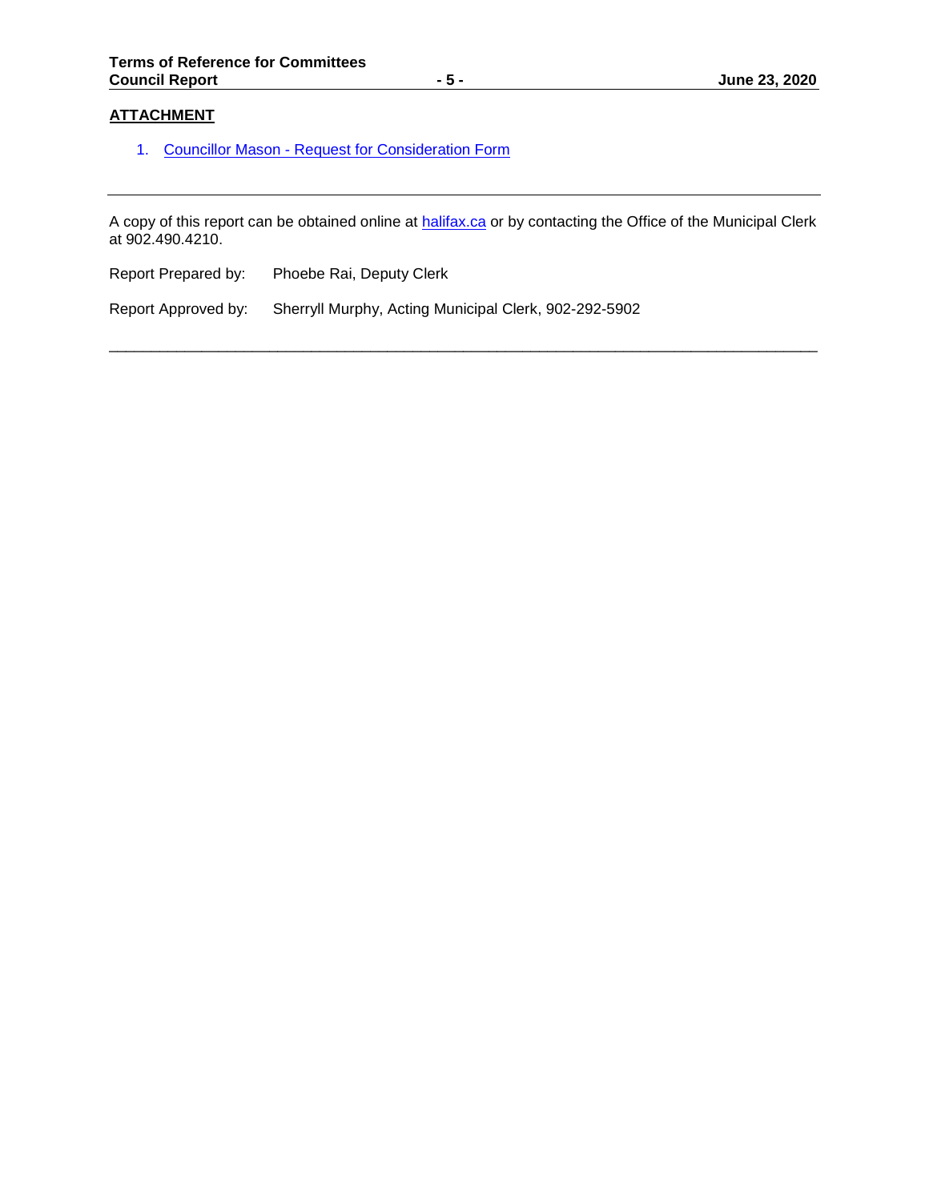## ATTACHMENT

1. Councillor Mason - Request for Consideration Form

---

A copy of this report can be obtained online at halifax.ca or by contacting the Office of the Municipal Clerk at 902.490.4210.

Report Prepared by: Phoebe Rai, Deputy Clerk

Report Approved by: Sherryll Murphy, Acting Municipal Clerk, 902-292-5902

---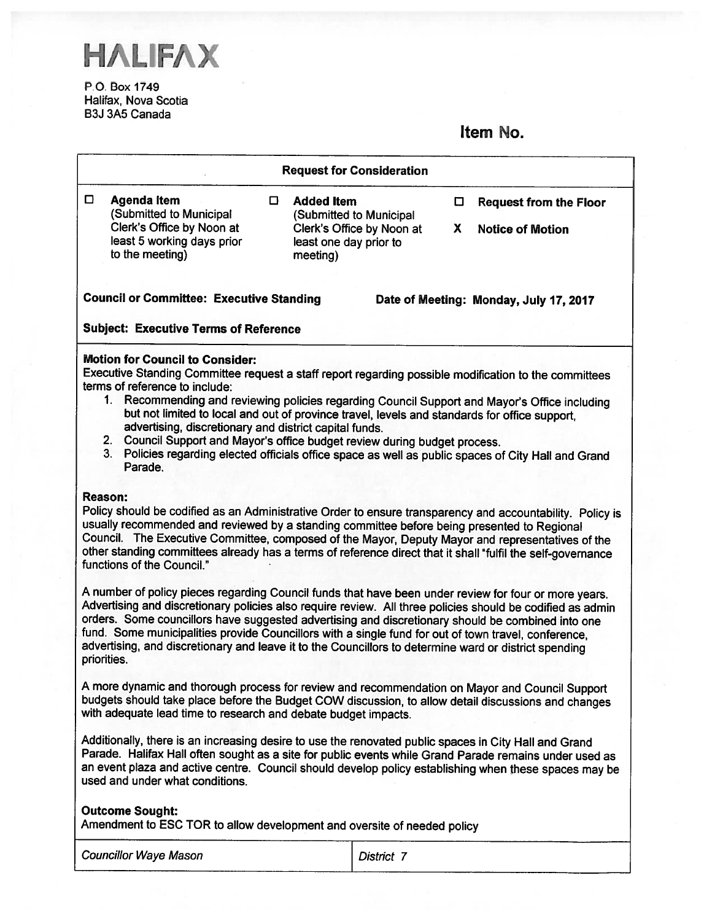# HALIFAX

P.O. Box 1749
Halifax, Nova Scotia
B3J 3A5 Canada

## Item No.

**Request for Consideration**

☐ **Agenda Item** (Submitted to Municipal Clerk's Office by Noon at least 5 working days prior to the meeting)

☐ **Added Item** (Submitted to Municipal Clerk's Office by Noon at least one day prior to meeting)

☐ **Request from the Floor**

X **Notice of Motion**

**Council or Committee: Executive Standing** **Date of Meeting: Monday, July 17, 2017**

**Subject: Executive Terms of Reference**

**Motion for Council to Consider:**
Executive Standing Committee request a staff report regarding possible modification to the committees terms of reference to include:

1. Recommending and reviewing policies regarding Council Support and Mayor's Office including but not limited to local and out of province travel, levels and standards for office support, advertising, discretionary and district capital funds.
2. Council Support and Mayor's office budget review during budget process.
3. Policies regarding elected officials office space as well as public spaces of City Hall and Grand Parade.

**Reason:**
Policy should be codified as an Administrative Order to ensure transparency and accountability. Policy is usually recommended and reviewed by a standing committee before being presented to Regional Council. The Executive Committee, composed of the Mayor, Deputy Mayor and representatives of the other standing committees already has a terms of reference direct that it shall "fulfil the self-governance functions of the Council."

A number of policy pieces regarding Council funds that have been under review for four or more years. Advertising and discretionary policies also require review. All three policies should be codified as admin orders. Some councillors have suggested advertising and discretionary should be combined into one fund. Some municipalities provide Councillors with a single fund for out of town travel, conference, advertising, and discretionary and leave it to the Councillors to determine ward or district spending priorities.

A more dynamic and thorough process for review and recommendation on Mayor and Council Support budgets should take place before the Budget COW discussion, to allow detail discussions and changes with adequate lead time to research and debate budget impacts.

Additionally, there is an increasing desire to use the renovated public spaces in City Hall and Grand Parade. Halifax Hall often sought as a site for public events while Grand Parade remains under used as an event plaza and active centre. Council should develop policy establishing when these spaces may be used and under what conditions.

**Outcome Sought:**
Amendment to ESC TOR to allow development and oversite of needed policy

| | |
|---|---|
| *Councillor Waye Mason* | *District 7* |